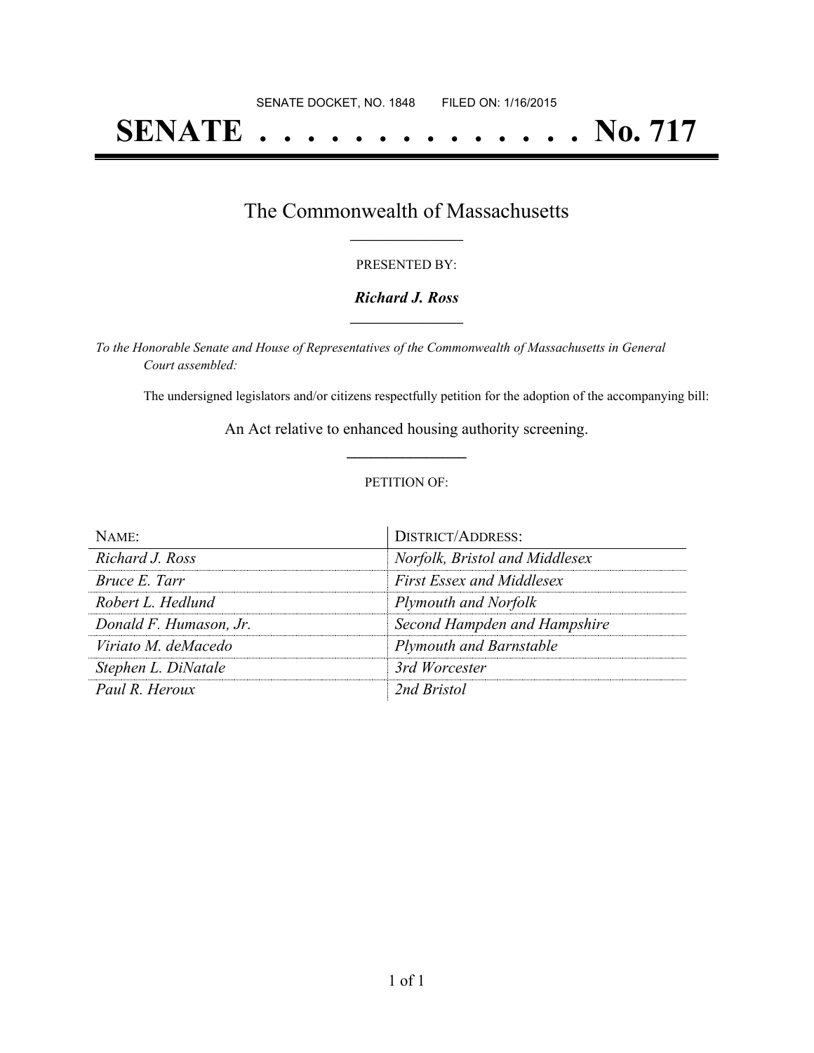SENATE DOCKET, NO. 1848        FILED ON: 1/16/2015

# SENATE . . . . . . . . . . . . . . . No. 717

## The Commonwealth of Massachusetts

PRESENTED BY:

***Richard J. Ross***

*To the Honorable Senate and House of Representatives of the Commonwealth of Massachusetts in General Court assembled:*

The undersigned legislators and/or citizens respectfully petition for the adoption of the accompanying bill:

An Act relative to enhanced housing authority screening.

PETITION OF:

| NAME: | DISTRICT/ADDRESS: |
|---|---|
| *Richard J. Ross* | *Norfolk, Bristol and Middlesex* |
| *Bruce E. Tarr* | *First Essex and Middlesex* |
| *Robert L. Hedlund* | *Plymouth and Norfolk* |
| *Donald F. Humason, Jr.* | *Second Hampden and Hampshire* |
| *Viriato M. deMacedo* | *Plymouth and Barnstable* |
| *Stephen L. DiNatale* | *3rd Worcester* |
| *Paul R. Heroux* | *2nd Bristol* |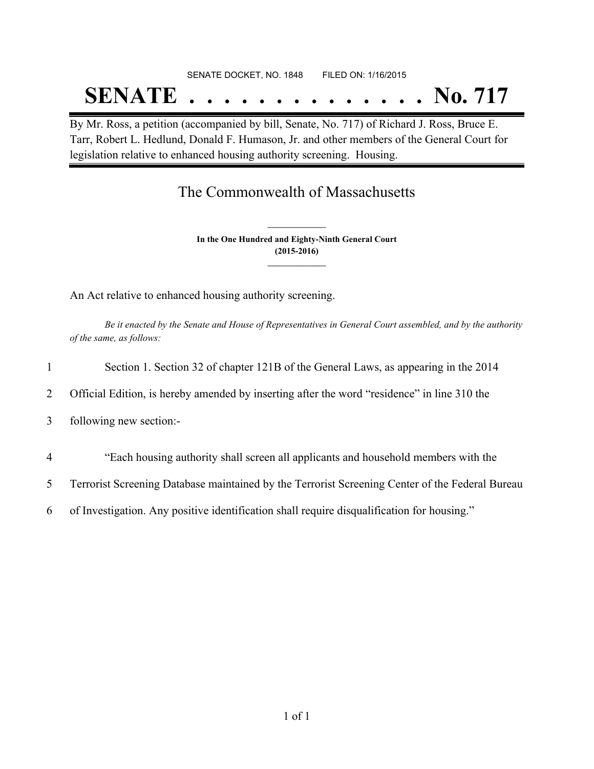SENATE DOCKET, NO. 1848 FILED ON: 1/16/2015

# SENATE . . . . . . . . . . . . . . No. 717

By Mr. Ross, a petition (accompanied by bill, Senate, No. 717) of Richard J. Ross, Bruce E. Tarr, Robert L. Hedlund, Donald F. Humason, Jr. and other members of the General Court for legislation relative to enhanced housing authority screening. Housing.

## The Commonwealth of Massachusetts

**In the One Hundred and Eighty-Ninth General Court**
**(2015-2016)**

An Act relative to enhanced housing authority screening.

*Be it enacted by the Senate and House of Representatives in General Court assembled, and by the authority of the same, as follows:*

1 Section 1. Section 32 of chapter 121B of the General Laws, as appearing in the 2014
2 Official Edition, is hereby amended by inserting after the word "residence" in line 310 the
3 following new section:-

4 "Each housing authority shall screen all applicants and household members with the
5 Terrorist Screening Database maintained by the Terrorist Screening Center of the Federal Bureau
6 of Investigation. Any positive identification shall require disqualification for housing."